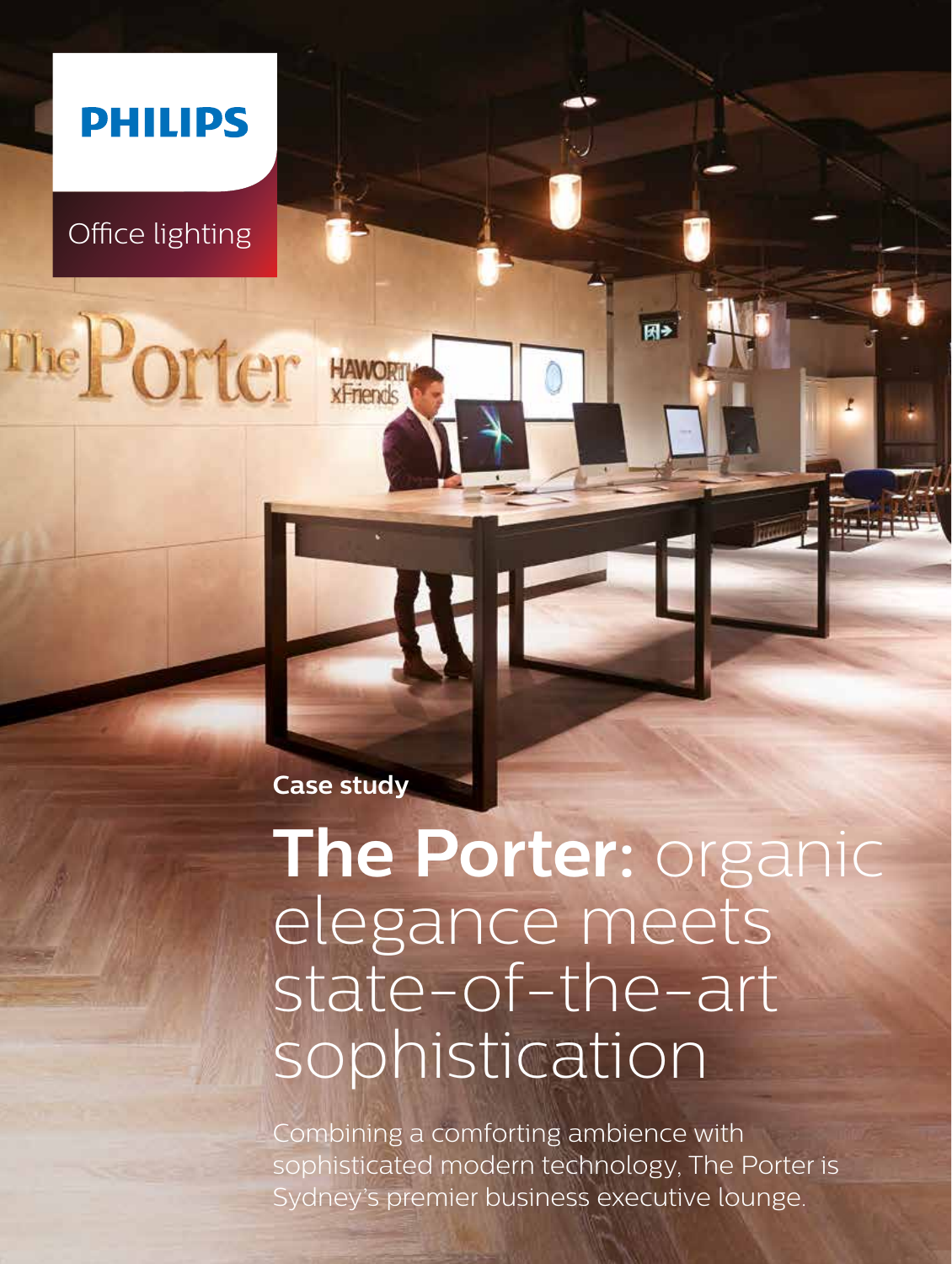PHILIPS

Office lighting

Case study

# The Porter: organic elegance meets state-of-the-art sophistication

Combining a comforting ambience with sophisticated modern technology, The Porter is Sydney's premier business executive lounge.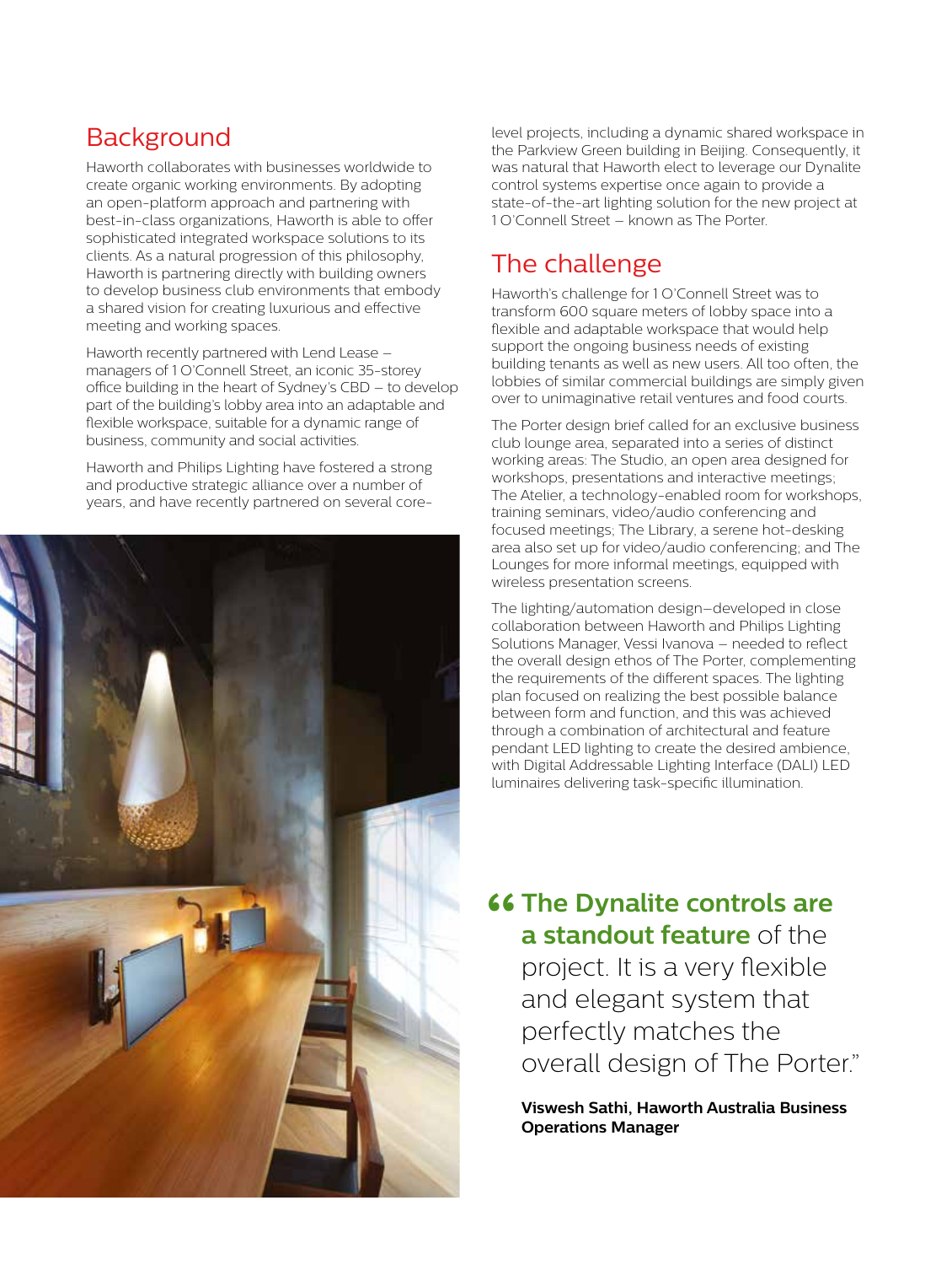## Background

Haworth collaborates with businesses worldwide to create organic working environments. By adopting an open-platform approach and partnering with best-in-class organizations, Haworth is able to offer sophisticated integrated workspace solutions to its clients. As a natural progression of this philosophy, Haworth is partnering directly with building owners to develop business club environments that embody a shared vision for creating luxurious and effective meeting and working spaces.

Haworth recently partnered with Lend Lease – managers of 1 O'Connell Street, an iconic 35-storey office building in the heart of Sydney's CBD – to develop part of the building's lobby area into an adaptable and flexible workspace, suitable for a dynamic range of business, community and social activities.

Haworth and Philips Lighting have fostered a strong and productive strategic alliance over a number of years, and have recently partnered on several core-level projects, including a dynamic shared workspace in the Parkview Green building in Beijing. Consequently, it was natural that Haworth elect to leverage our Dynalite control systems expertise once again to provide a state-of-the-art lighting solution for the new project at 1 O'Connell Street – known as The Porter.

## The challenge

Haworth's challenge for 1 O'Connell Street was to transform 600 square meters of lobby space into a flexible and adaptable workspace that would help support the ongoing business needs of existing building tenants as well as new users. All too often, the lobbies of similar commercial buildings are simply given over to unimaginative retail ventures and food courts.

The Porter design brief called for an exclusive business club lounge area, separated into a series of distinct working areas: The Studio, an open area designed for workshops, presentations and interactive meetings; The Atelier, a technology-enabled room for workshops, training seminars, video/audio conferencing and focused meetings; The Library, a serene hot-desking area also set up for video/audio conferencing; and The Lounges for more informal meetings, equipped with wireless presentation screens.

The lighting/automation design–developed in close collaboration between Haworth and Philips Lighting Solutions Manager, Vessi Ivanova – needed to reflect the overall design ethos of The Porter, complementing the requirements of the different spaces. The lighting plan focused on realizing the best possible balance between form and function, and this was achieved through a combination of architectural and feature pendant LED lighting to create the desired ambience, with Digital Addressable Lighting Interface (DALI) LED luminaires delivering task-specific illumination.

“**The Dynalite controls are a standout feature** of the project. It is a very flexible and elegant system that perfectly matches the overall design of The Porter.”

**Viswesh Sathi, Haworth Australia Business Operations Manager**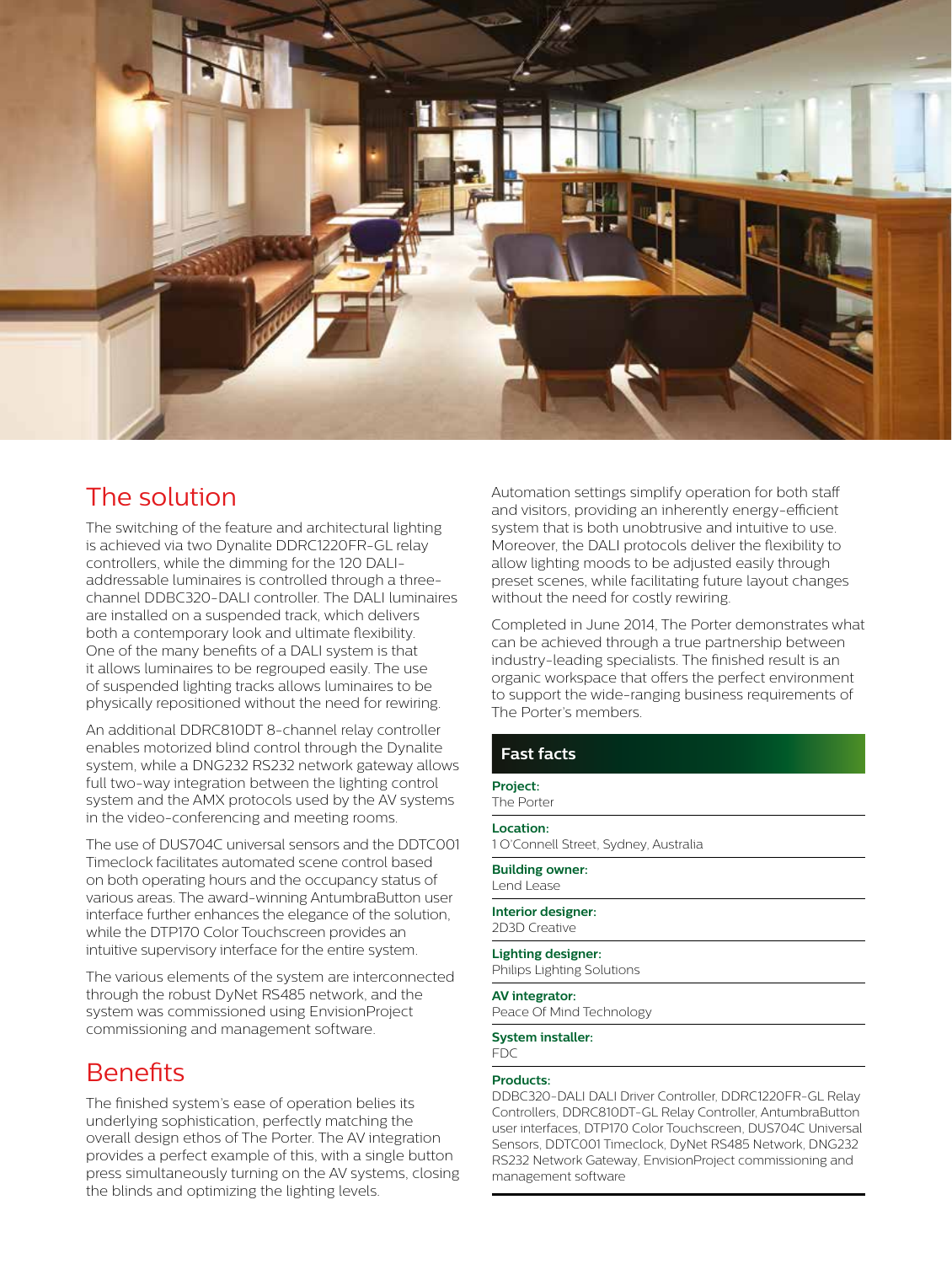## The solution

The switching of the feature and architectural lighting is achieved via two Dynalite DDRC1220FR-GL relay controllers, while the dimming for the 120 DALI-addressable luminaires is controlled through a three-channel DDBC320-DALI controller. The DALI luminaires are installed on a suspended track, which delivers both a contemporary look and ultimate flexibility. One of the many benefits of a DALI system is that it allows luminaires to be regrouped easily. The use of suspended lighting tracks allows luminaires to be physically repositioned without the need for rewiring.

An additional DDRC810DT 8-channel relay controller enables motorized blind control through the Dynalite system, while a DNG232 RS232 network gateway allows full two-way integration between the lighting control system and the AMX protocols used by the AV systems in the video-conferencing and meeting rooms.

The use of DUS704C universal sensors and the DDTC001 Timeclock facilitates automated scene control based on both operating hours and the occupancy status of various areas. The award-winning AntumbraButton user interface further enhances the elegance of the solution, while the DTP170 Color Touchscreen provides an intuitive supervisory interface for the entire system.

The various elements of the system are interconnected through the robust DyNet RS485 network, and the system was commissioned using EnvisionProject commissioning and management software.

## Benefits

The finished system's ease of operation belies its underlying sophistication, perfectly matching the overall design ethos of The Porter. The AV integration provides a perfect example of this, with a single button press simultaneously turning on the AV systems, closing the blinds and optimizing the lighting levels.

Automation settings simplify operation for both staff and visitors, providing an inherently energy-efficient system that is both unobtrusive and intuitive to use. Moreover, the DALI protocols deliver the flexibility to allow lighting moods to be adjusted easily through preset scenes, while facilitating future layout changes without the need for costly rewiring.

Completed in June 2014, The Porter demonstrates what can be achieved through a true partnership between industry-leading specialists. The finished result is an organic workspace that offers the perfect environment to support the wide-ranging business requirements of The Porter's members.

### Fast facts

**Project:**
The Porter

**Location:**
1 O'Connell Street, Sydney, Australia

**Building owner:**
Lend Lease

**Interior designer:**
2D3D Creative

**Lighting designer:**
Philips Lighting Solutions

**AV integrator:**
Peace Of Mind Technology

**System installer:**
FDC

**Products:**
DDBC320-DALI DALI Driver Controller, DDRC1220FR-GL Relay Controllers, DDRC810DT-GL Relay Controller, AntumbraButton user interfaces, DTP170 Color Touchscreen, DUS704C Universal Sensors, DDTC001 Timeclock, DyNet RS485 Network, DNG232 RS232 Network Gateway, EnvisionProject commissioning and management software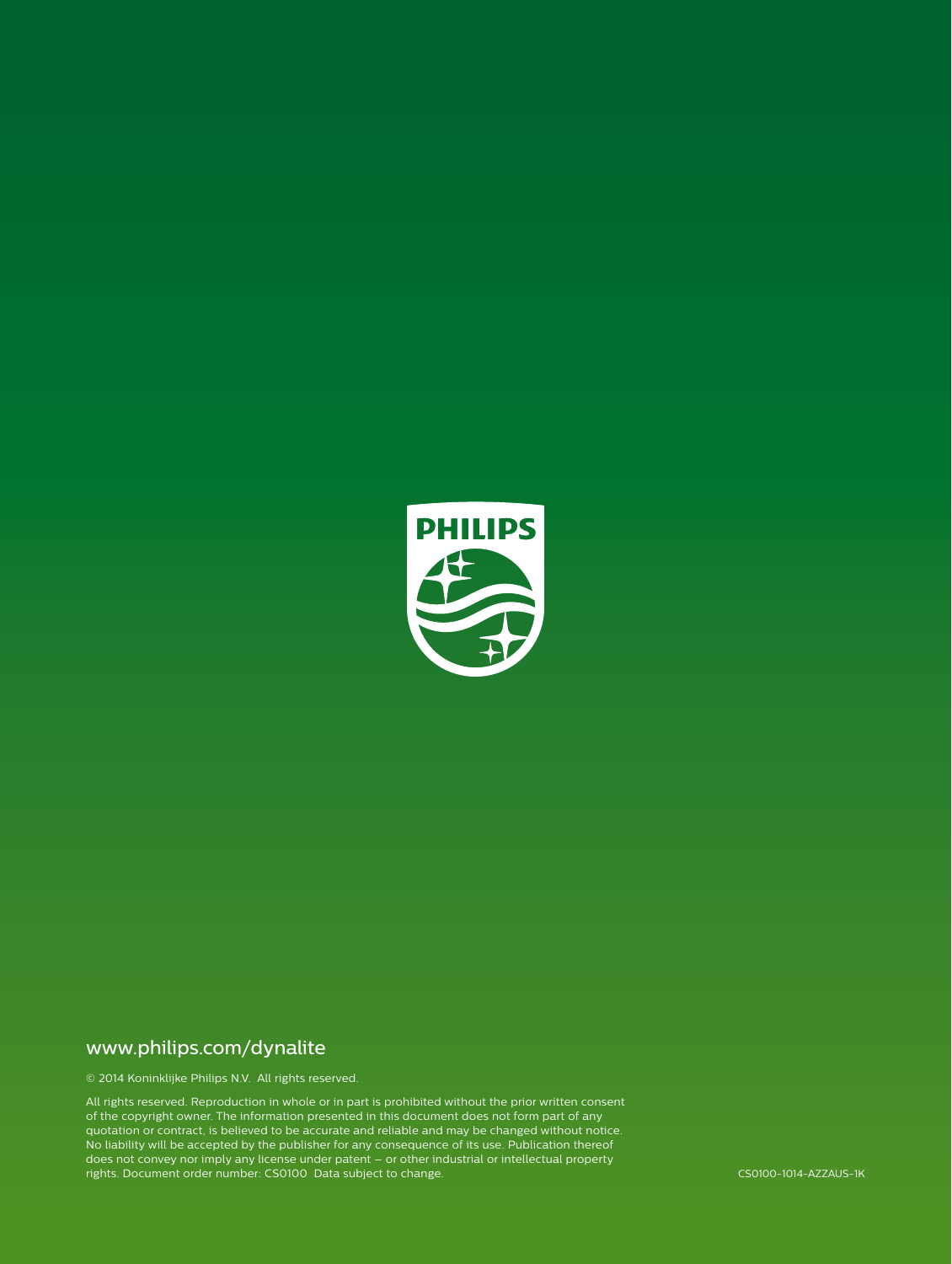PHILIPS

www.philips.com/dynalite

© 2014 Koninklijke Philips N.V. All rights reserved.

All rights reserved. Reproduction in whole or in part is prohibited without the prior written consent of the copyright owner. The information presented in this document does not form part of any quotation or contract, is believed to be accurate and reliable and may be changed without notice. No liability will be accepted by the publisher for any consequence of its use. Publication thereof does not convey nor imply any license under patent – or other industrial or intellectual property rights. Document order number: CS0100 Data subject to change.

CS0100-1014-AZZAUS-1K